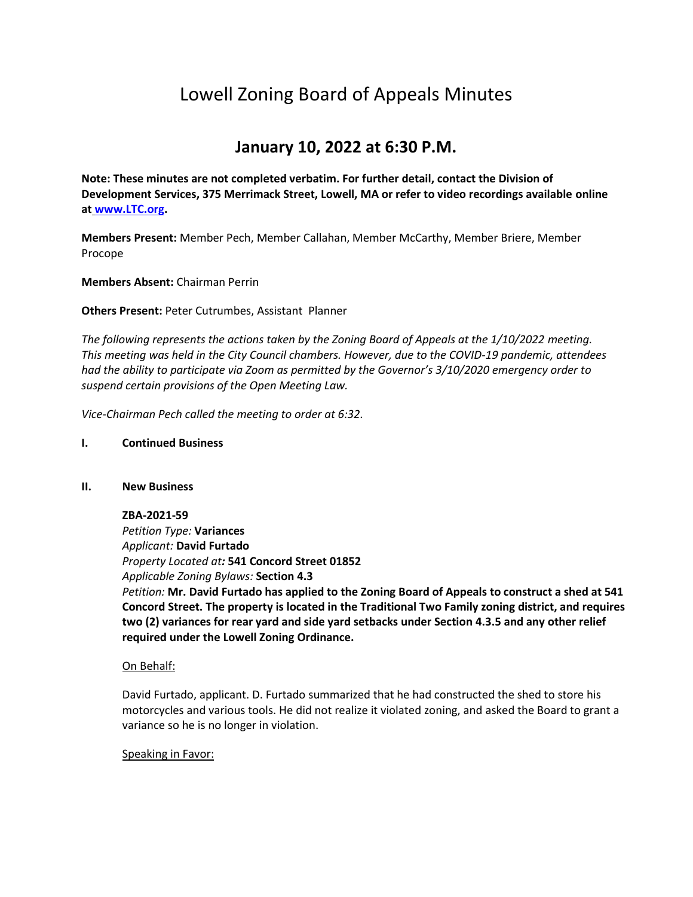# Lowell Zoning Board of Appeals Minutes

## January 10, 2022 at 6:30 P.M.

**Note: These minutes are not completed verbatim. For further detail, contact the Division of Development Services, 375 Merrimack Street, Lowell, MA or refer to video recordings available online at [www.LTC.org](http://www.LTC.org).**

**Members Present:** Member Pech, Member Callahan, Member McCarthy, Member Briere, Member Procope

**Members Absent:** Chairman Perrin

**Others Present:** Peter Cutrumbes, Assistant Planner

*The following represents the actions taken by the Zoning Board of Appeals at the 1/10/2022 meeting. This meeting was held in the City Council chambers. However, due to the COVID-19 pandemic, attendees had the ability to participate via Zoom as permitted by the Governor's 3/10/2020 emergency order to suspend certain provisions of the Open Meeting Law.*

*Vice-Chairman Pech called the meeting to order at 6:32.*

**I. Continued Business**

**II. New Business**

**ZBA-2021-59**
*Petition Type:* **Variances**
*Applicant:* **David Furtado**
*Property Located at:* **541 Concord Street 01852**
*Applicable Zoning Bylaws:* **Section 4.3**
*Petition:* **Mr. David Furtado has applied to the Zoning Board of Appeals to construct a shed at 541 Concord Street. The property is located in the Traditional Two Family zoning district, and requires two (2) variances for rear yard and side yard setbacks under Section 4.3.5 and any other relief required under the Lowell Zoning Ordinance.**

On Behalf:

David Furtado, applicant. D. Furtado summarized that he had constructed the shed to store his motorcycles and various tools. He did not realize it violated zoning, and asked the Board to grant a variance so he is no longer in violation.

Speaking in Favor: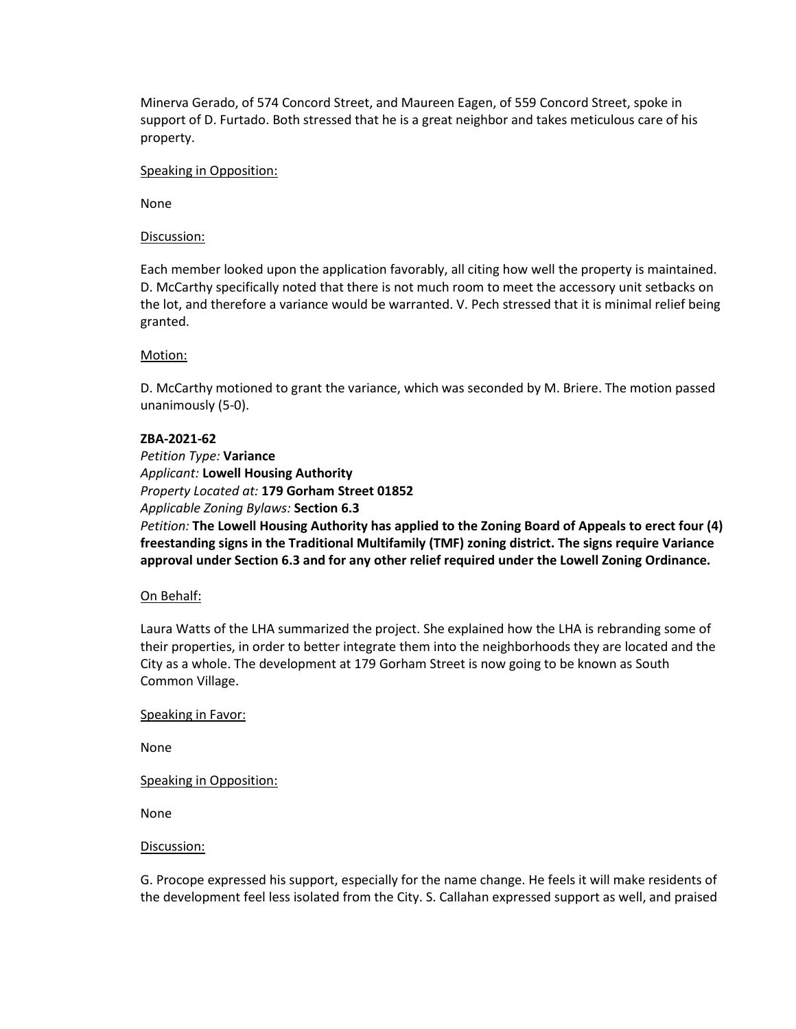Minerva Gerado, of 574 Concord Street, and Maureen Eagen, of 559 Concord Street, spoke in support of D. Furtado. Both stressed that he is a great neighbor and takes meticulous care of his property.

Speaking in Opposition:

None

Discussion:

Each member looked upon the application favorably, all citing how well the property is maintained. D. McCarthy specifically noted that there is not much room to meet the accessory unit setbacks on the lot, and therefore a variance would be warranted. V. Pech stressed that it is minimal relief being granted.

Motion:

D. McCarthy motioned to grant the variance, which was seconded by M. Briere. The motion passed unanimously (5-0).

**ZBA-2021-62**
*Petition Type:* **Variance**
*Applicant:* **Lowell Housing Authority**
*Property Located at:* **179 Gorham Street 01852**
*Applicable Zoning Bylaws:* **Section 6.3**
*Petition:* **The Lowell Housing Authority has applied to the Zoning Board of Appeals to erect four (4) freestanding signs in the Traditional Multifamily (TMF) zoning district. The signs require Variance approval under Section 6.3 and for any other relief required under the Lowell Zoning Ordinance.**

On Behalf:

Laura Watts of the LHA summarized the project. She explained how the LHA is rebranding some of their properties, in order to better integrate them into the neighborhoods they are located and the City as a whole. The development at 179 Gorham Street is now going to be known as South Common Village.

Speaking in Favor:

None

Speaking in Opposition:

None

Discussion:

G. Procope expressed his support, especially for the name change. He feels it will make residents of the development feel less isolated from the City. S. Callahan expressed support as well, and praised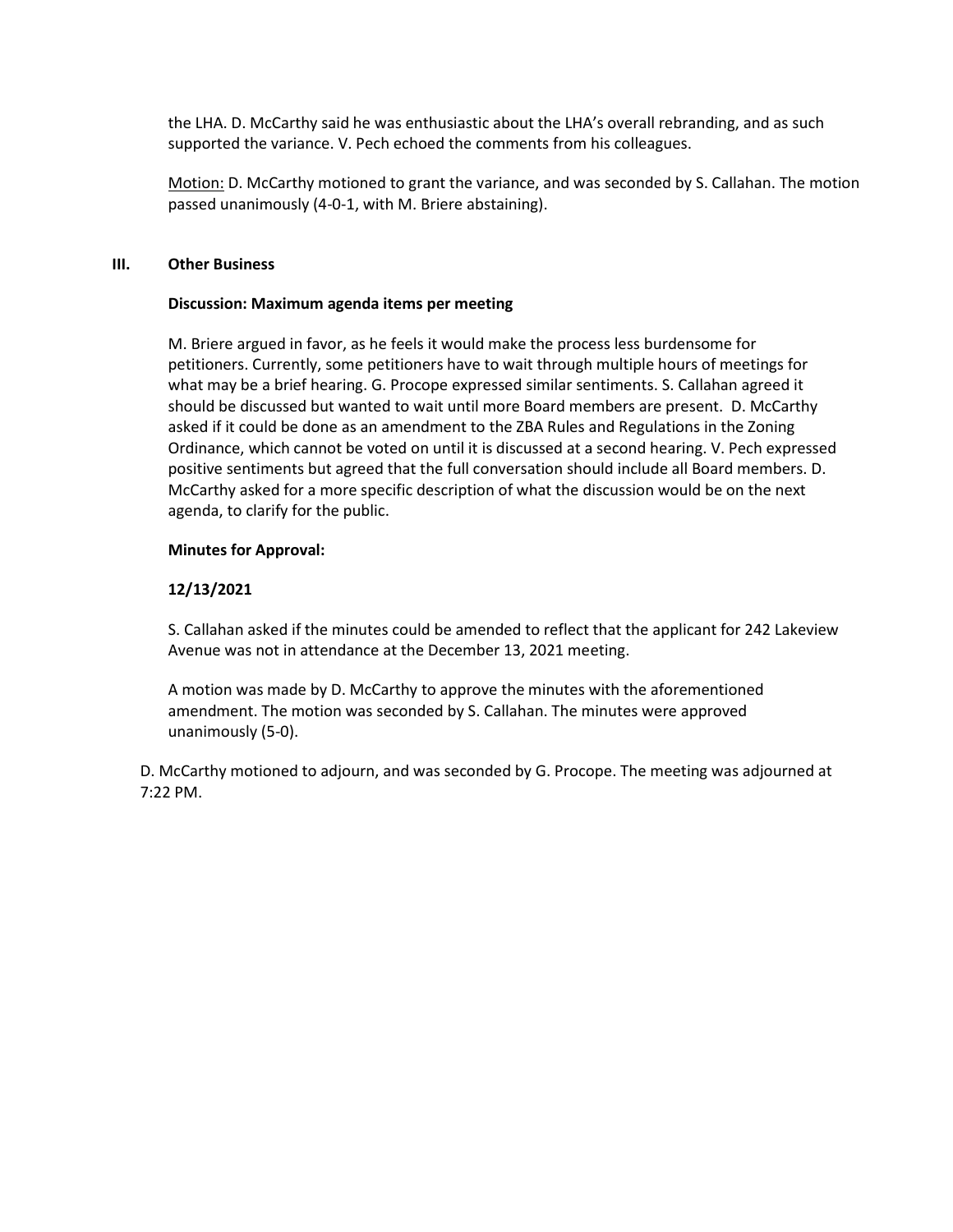the LHA. D. McCarthy said he was enthusiastic about the LHA's overall rebranding, and as such supported the variance. V. Pech echoed the comments from his colleagues.

Motion: D. McCarthy motioned to grant the variance, and was seconded by S. Callahan. The motion passed unanimously (4-0-1, with M. Briere abstaining).

## III. Other Business

**Discussion: Maximum agenda items per meeting**

M. Briere argued in favor, as he feels it would make the process less burdensome for petitioners. Currently, some petitioners have to wait through multiple hours of meetings for what may be a brief hearing. G. Procope expressed similar sentiments. S. Callahan agreed it should be discussed but wanted to wait until more Board members are present. D. McCarthy asked if it could be done as an amendment to the ZBA Rules and Regulations in the Zoning Ordinance, which cannot be voted on until it is discussed at a second hearing. V. Pech expressed positive sentiments but agreed that the full conversation should include all Board members. D. McCarthy asked for a more specific description of what the discussion would be on the next agenda, to clarify for the public.

**Minutes for Approval:**

**12/13/2021**

S. Callahan asked if the minutes could be amended to reflect that the applicant for 242 Lakeview Avenue was not in attendance at the December 13, 2021 meeting.

A motion was made by D. McCarthy to approve the minutes with the aforementioned amendment. The motion was seconded by S. Callahan. The minutes were approved unanimously (5-0).

D. McCarthy motioned to adjourn, and was seconded by G. Procope. The meeting was adjourned at 7:22 PM.